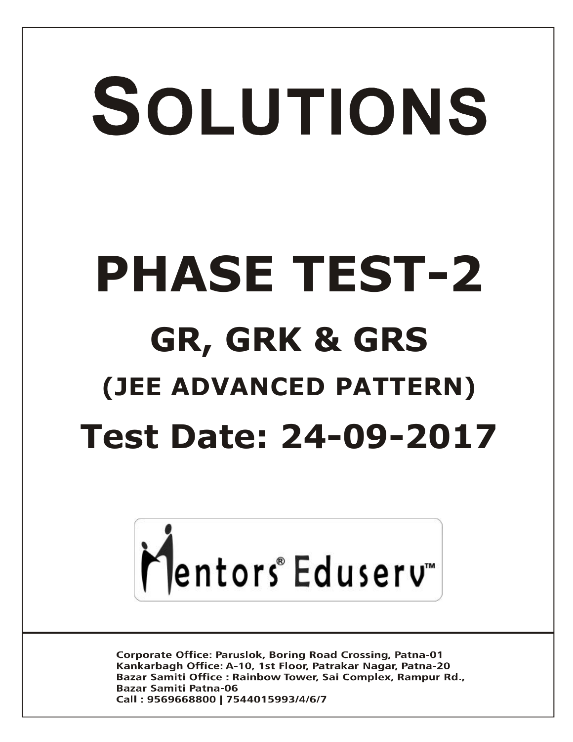# SOLUTIONS

# PHASE TEST-2

## GR, GRK & GRS

### (JEE ADVANCED PATTERN)

## Test Date: 24-09-2017

Mentors® Eduserv™

**Corporate Office: Paruslok, Boring Road Crossing, Patna-01**
**Kankarbagh Office: A-10, 1st Floor, Patrakar Nagar, Patna-20**
**Bazar Samiti Office : Rainbow Tower, Sai Complex, Rampur Rd., Bazar Samiti Patna-06**
**Call : 9569668800 | 7544015993/4/6/7**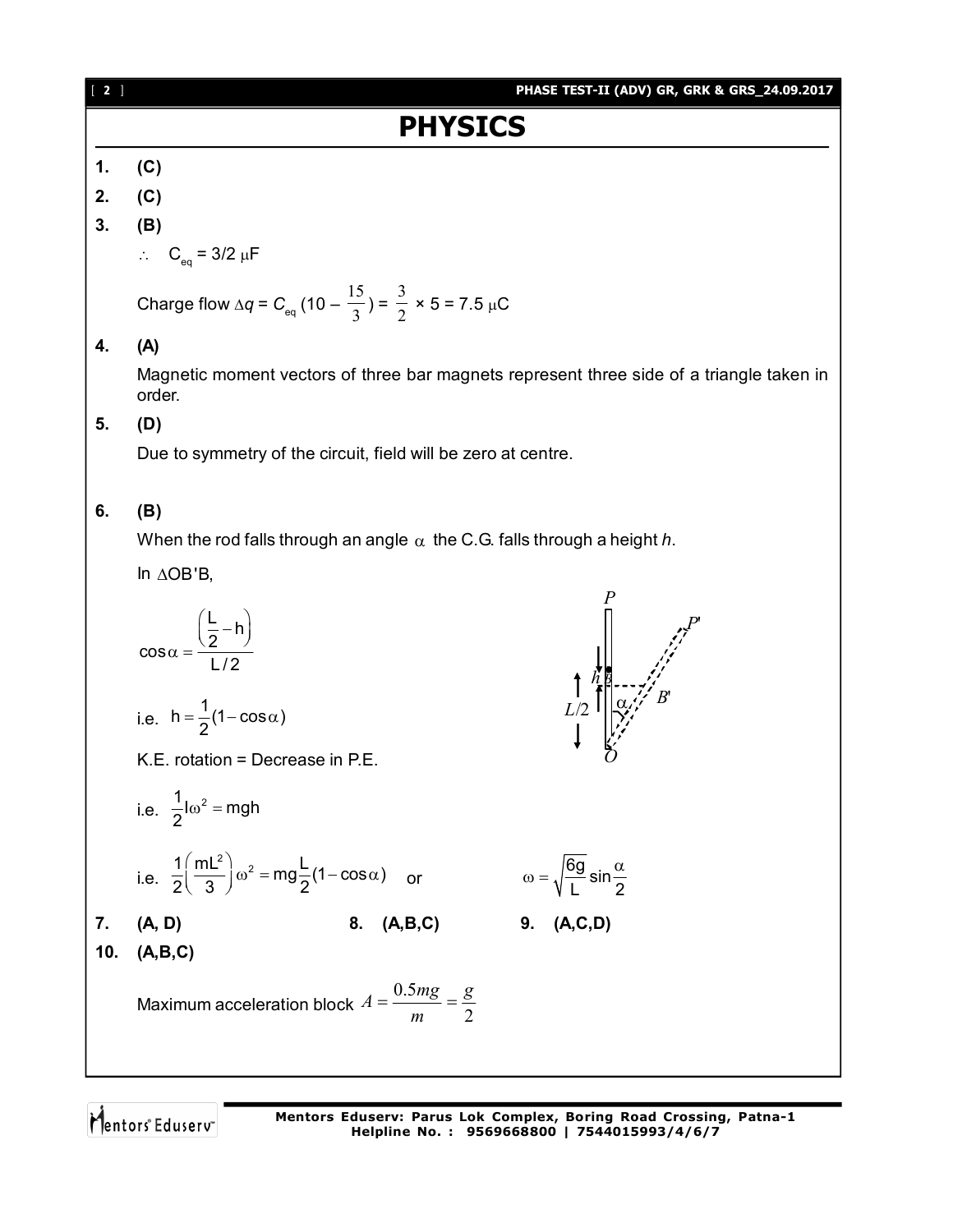# PHYSICS

**1.** **(C)**

**2.** **(C)**

**3.** **(B)**

$\therefore \quad C_{eq} = 3/2\ \mu F$

Charge flow $\Delta q = C_{eq}\left(10 - \frac{15}{3}\right) = \frac{3}{2} \times 5 = 7.5\ \mu C$

**4.** **(A)**

Magnetic moment vectors of three bar magnets represent three side of a triangle taken in order.

**5.** **(D)**

Due to symmetry of the circuit, field will be zero at centre.

**6.** **(B)**

When the rod falls through an angle $\alpha$ the C.G. falls through a height $h$.

In $\Delta OB'B$,

$$\cos\alpha = \frac{\left(\frac{L}{2} - h\right)}{L/2}$$

i.e. $h = \frac{1}{2}(1 - \cos\alpha)$

K.E. rotation = Decrease in P.E.

i.e. $\frac{1}{2}I\omega^2 = mgh$

i.e. $\frac{1}{2}\left(\frac{mL^2}{3}\right)\omega^2 = mg\frac{L}{2}(1 - \cos\alpha)$ or $\omega = \sqrt{\frac{6g}{L}}\sin\frac{\alpha}{2}$

**7.** **(A, D)** **8.** **(A,B,C)** **9.** **(A,C,D)**

**10.** **(A,B,C)**

Maximum acceleration block $A = \frac{0.5mg}{m} = \frac{g}{2}$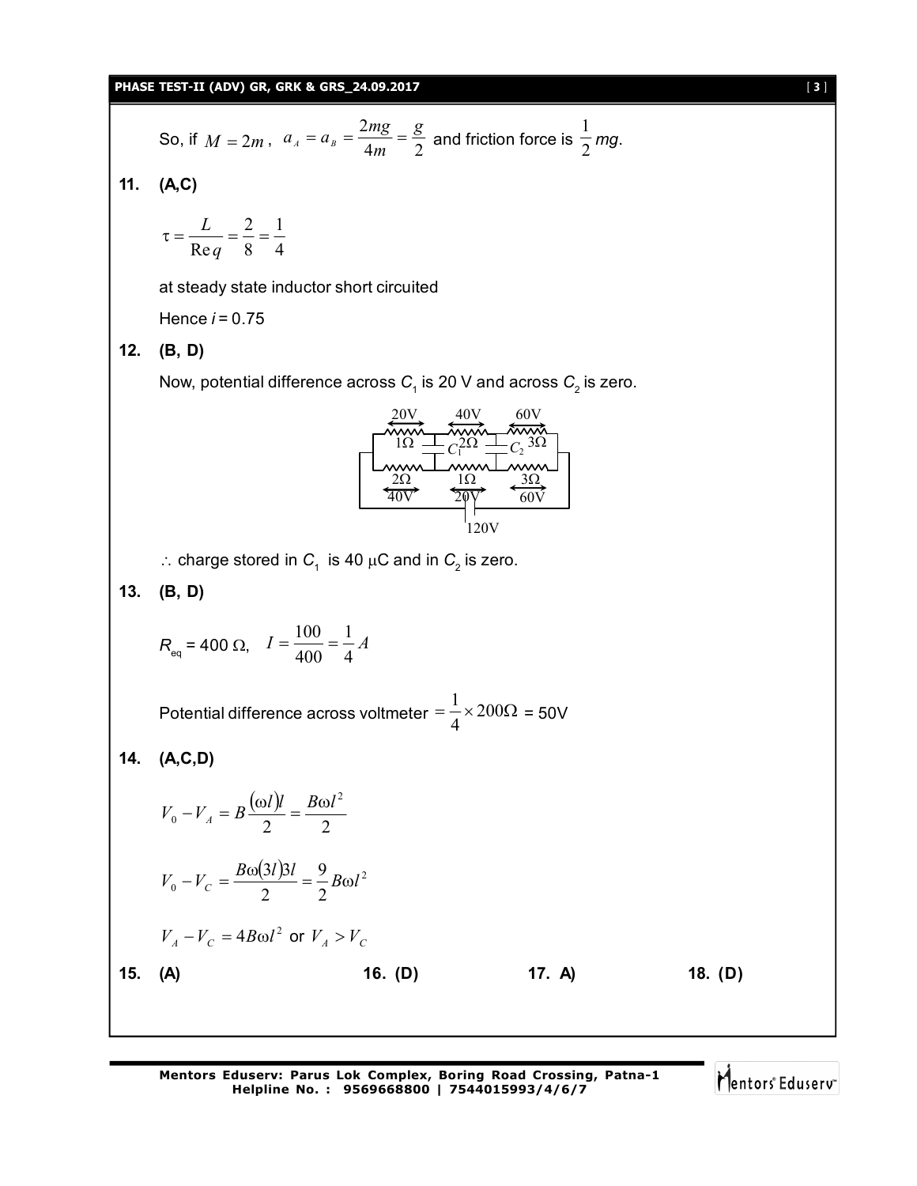So, if $M = 2m$, $a_A = a_B = \frac{2mg}{4m} = \frac{g}{2}$ and friction force is $\frac{1}{2}mg$.

**11. (A,C)**

$$\tau = \frac{L}{\text{Re}q} = \frac{2}{8} = \frac{1}{4}$$

at steady state inductor short circuited

Hence $i = 0.75$

**12. (B, D)**

Now, potential difference across $C_1$ is 20 V and across $C_2$ is zero.

∴ charge stored in $C_1$ is 40 μC and in $C_2$ is zero.

**13. (B, D)**

$R_{eq} = 400\ \Omega$, $I = \frac{100}{400} = \frac{1}{4}A$

Potential difference across voltmeter $= \frac{1}{4} \times 200\Omega$ = 50V

**14. (A,C,D)**

$$V_0 - V_A = B\frac{(\omega l)l}{2} = \frac{B\omega l^2}{2}$$

$$V_0 - V_C = \frac{B\omega(3l)3l}{2} = \frac{9}{2}B\omega l^2$$

$V_A - V_C = 4B\omega l^2$ or $V_A > V_C$

**15. (A)** **16. (D)** **17. A)** **18. (D)**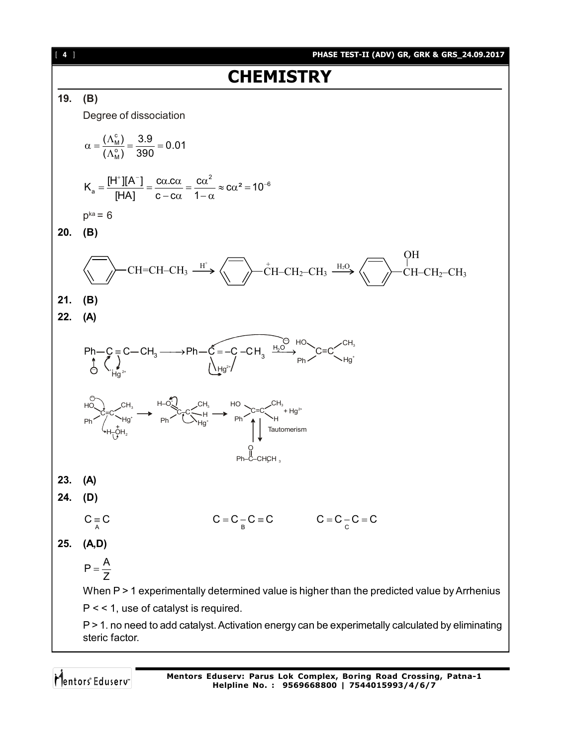# CHEMISTRY

**19. (B)**

Degree of dissociation

$$\alpha = \frac{(\Lambda_M^c)}{(\Lambda_M^o)} = \frac{3.9}{390} = 0.01$$

$$K_a = \frac{[H^+][A^-]}{[HA]} = \frac{c\alpha . c\alpha}{c - c\alpha} = \frac{c\alpha^2}{1-\alpha} \approx c\alpha^2 = 10^{-6}$$

$p^{ka} = 6$

**20. (B)**

$$C_6H_5-CH=CH-CH_3 \xrightarrow{H^+} C_6H_5-\overset{+}{C}H-CH_2-CH_3 \xrightarrow{H_2O} C_6H_5-CH(OH)-CH_2-CH_3$$

**21. (B)**

**22. (A)**

$$Ph-C\equiv C-CH_3 \longrightarrow Ph-\overset{+}{C}=C(Hg^{2+})-CH_3 \xrightarrow{H_2O} (HO)(Ph)C=C(CH_3)(Hg^+)$$

$$(HO)(Ph)C=C(CH_3)(Hg^+) \xrightarrow{H-\overset{+}{O}H_2} (H-\overset{+}{O}=)(Ph)C-C(CH_3)(H)(Hg^+) \longrightarrow (HO)(Ph)C=C(CH_3)(H) + Hg^{2+}$$

Tautomerism

$$Ph-\overset{O}{\overset{\|}{C}}-CH_2CH_3$$

**23. (A)**

**24. (D)**

$\underset{A}{C\equiv C}$ $\qquad$ $C=C-\underset{B}{C}\equiv C$ $\qquad$ $C=C-\underset{C}{C}=C$

**25. (A,D)**

$$P = \frac{A}{Z}$$

When P > 1 experimentally determined value is higher than the predicted value by Arrhenius

P < < 1, use of catalyst is required.

P > 1. no need to add catalyst. Activation energy can be experimetally calculated by eliminating steric factor.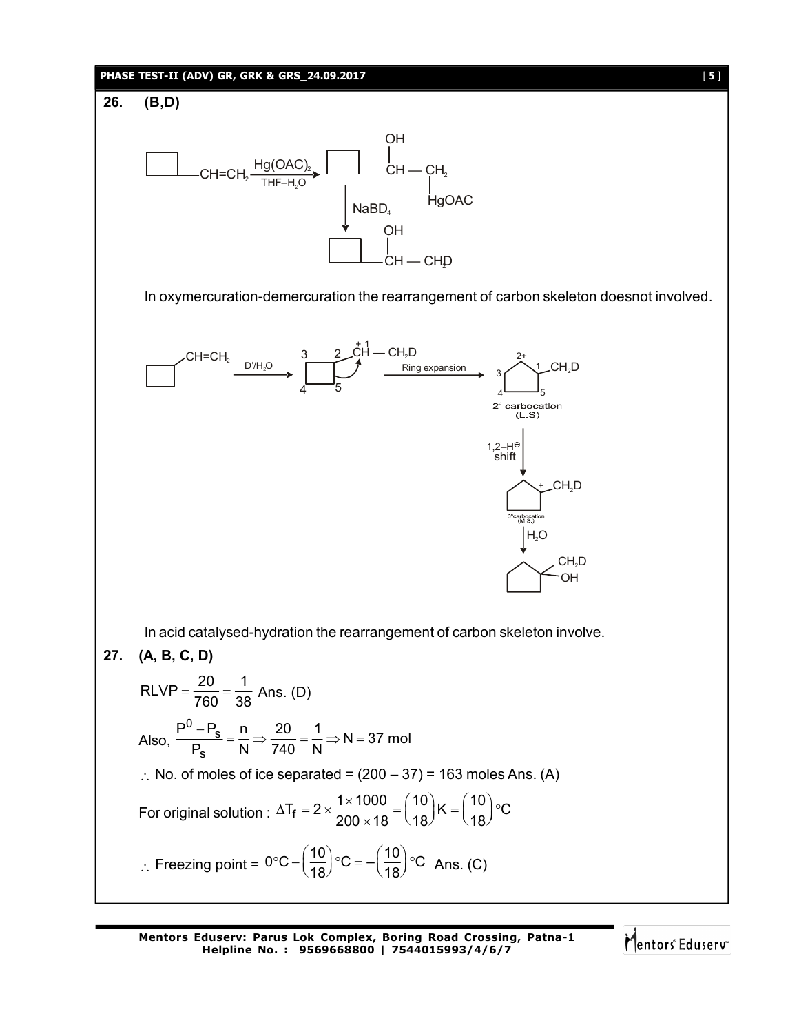**26. (B,D)**

$$\square\!-\!CH{=}CH_2 \xrightarrow[THF-H_2O]{Hg(OAC)_2} \square\!-\!\underset{OH}{CH}-CH_2HgOAC \xrightarrow{NaBD_4} \square\!-\!\underset{OH}{CH}-CH_2D$$

In oxymercuration-demercuration the rearrangement of carbon skeleton doesnot involved.

$$\square\!-\!CH{=}CH_2 \xrightarrow{D^+/H_2O} \square\!-\!\overset{+}{C}H-CH_2D \xrightarrow{\text{Ring expansion}} \text{2° carbocation (L.S)} \xrightarrow{1,2-H^{\ominus}\ \text{shift}} \text{3° carbocation (M.S.)} \xrightarrow{H_2O} \text{1-(}CH_2D\text{)cyclopentan-1-ol}$$

In acid catalysed-hydration the rearrangement of carbon skeleton involve.

**27. (A, B, C, D)**

$$RLVP = \frac{20}{760} = \frac{1}{38} \text{ Ans. (D)}$$

Also, $\frac{P^0 - P_s}{P_s} = \frac{n}{N} \Rightarrow \frac{20}{740} = \frac{1}{N} \Rightarrow N = 37 \text{ mol}$

$\therefore$ No. of moles of ice separated = (200 – 37) = 163 moles Ans. (A)

For original solution : $\Delta T_f = 2 \times \frac{1 \times 1000}{200 \times 18} = \left(\frac{10}{18}\right) K = \left(\frac{10}{18}\right) °C$

$\therefore$ Freezing point = $0°C - \left(\frac{10}{18}\right) °C = -\left(\frac{10}{18}\right) °C$ Ans. (C)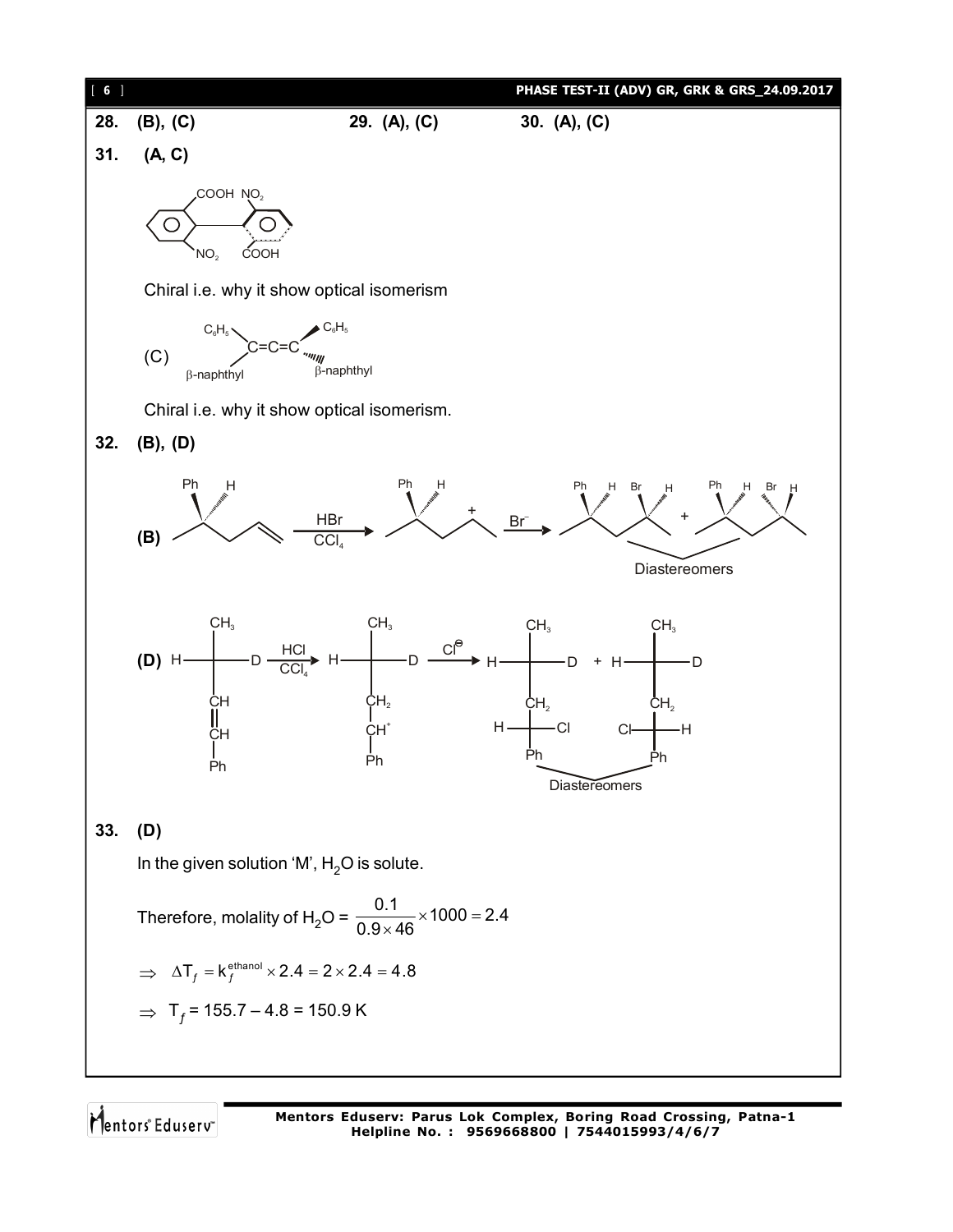**28.** (B), (C)  **29.** (A), (C)  **30.** (A), (C)

**31.** (A, C)

Chiral i.e. why it show optical isomerism

(C) $C_6H_5$, β-naphthyl C=C=C $C_6H_5$, β-naphthyl

Chiral i.e. why it show optical isomerism.

**32.** (B), (D)

**(B)** $\xrightarrow[CCl_4]{HBr}$ $\xrightarrow{Br^-}$ Diastereomers

**(D)** $\xrightarrow[CCl_4]{HCl}$ $\xrightarrow{Cl^\ominus}$ Diastereomers

**33.** (D)

In the given solution 'M', $H_2O$ is solute.

Therefore, molality of $H_2O$ = $\frac{0.1}{0.9 \times 46} \times 1000 = 2.4$

$\Rightarrow \Delta T_f = k_f^{ethanol} \times 2.4 = 2 \times 2.4 = 4.8$

$\Rightarrow T_f = 155.7 - 4.8 = 150.9$ K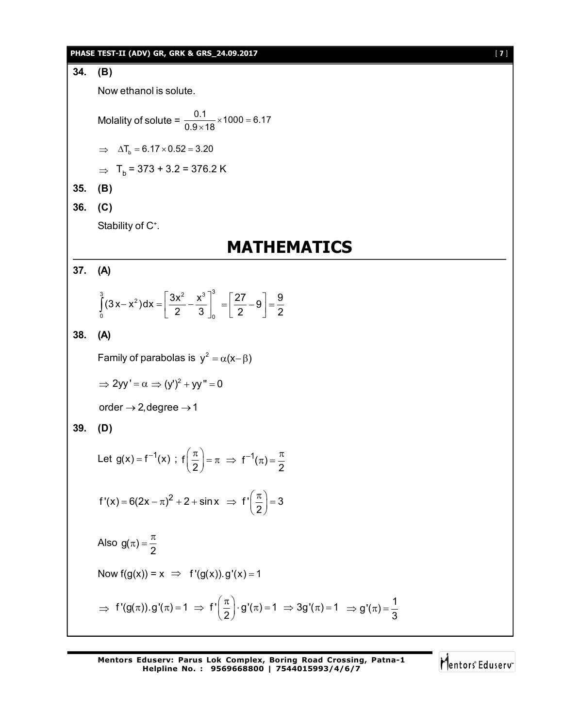**34. (B)**

Now ethanol is solute.

Molality of solute = $\frac{0.1}{0.9 \times 18} \times 1000 = 6.17$

$\Rightarrow \quad \Delta T_b = 6.17 \times 0.52 = 3.20$

$\Rightarrow \quad T_b = 373 + 3.2 = 376.2 \text{ K}$

**35. (B)**

**36. (C)**

Stability of $C^+$.

# MATHEMATICS

**37. (A)**

$$\int_0^3 (3x - x^2)dx = \left[\frac{3x^2}{2} - \frac{x^3}{3}\right]_0^3 = \left[\frac{27}{2} - 9\right] = \frac{9}{2}$$

**38. (A)**

Family of parabolas is $y^2 = \alpha(x - \beta)$

$\Rightarrow 2yy' = \alpha \Rightarrow (y')^2 + yy'' = 0$

order $\rightarrow 2$, degree $\rightarrow 1$

**39. (D)**

Let $g(x) = f^{-1}(x)$ ; $f\left(\frac{\pi}{2}\right) = \pi \Rightarrow f^{-1}(\pi) = \frac{\pi}{2}$

$f'(x) = 6(2x - \pi)^2 + 2 + \sin x \Rightarrow f'\left(\frac{\pi}{2}\right) = 3$

Also $g(\pi) = \frac{\pi}{2}$

Now $f(g(x)) = x \Rightarrow f'(g(x)).g'(x) = 1$

$\Rightarrow f'(g(\pi)).g'(\pi) = 1 \Rightarrow f'\left(\frac{\pi}{2}\right) \cdot g'(\pi) = 1 \Rightarrow 3g'(\pi) = 1 \Rightarrow g'(\pi) = \frac{1}{3}$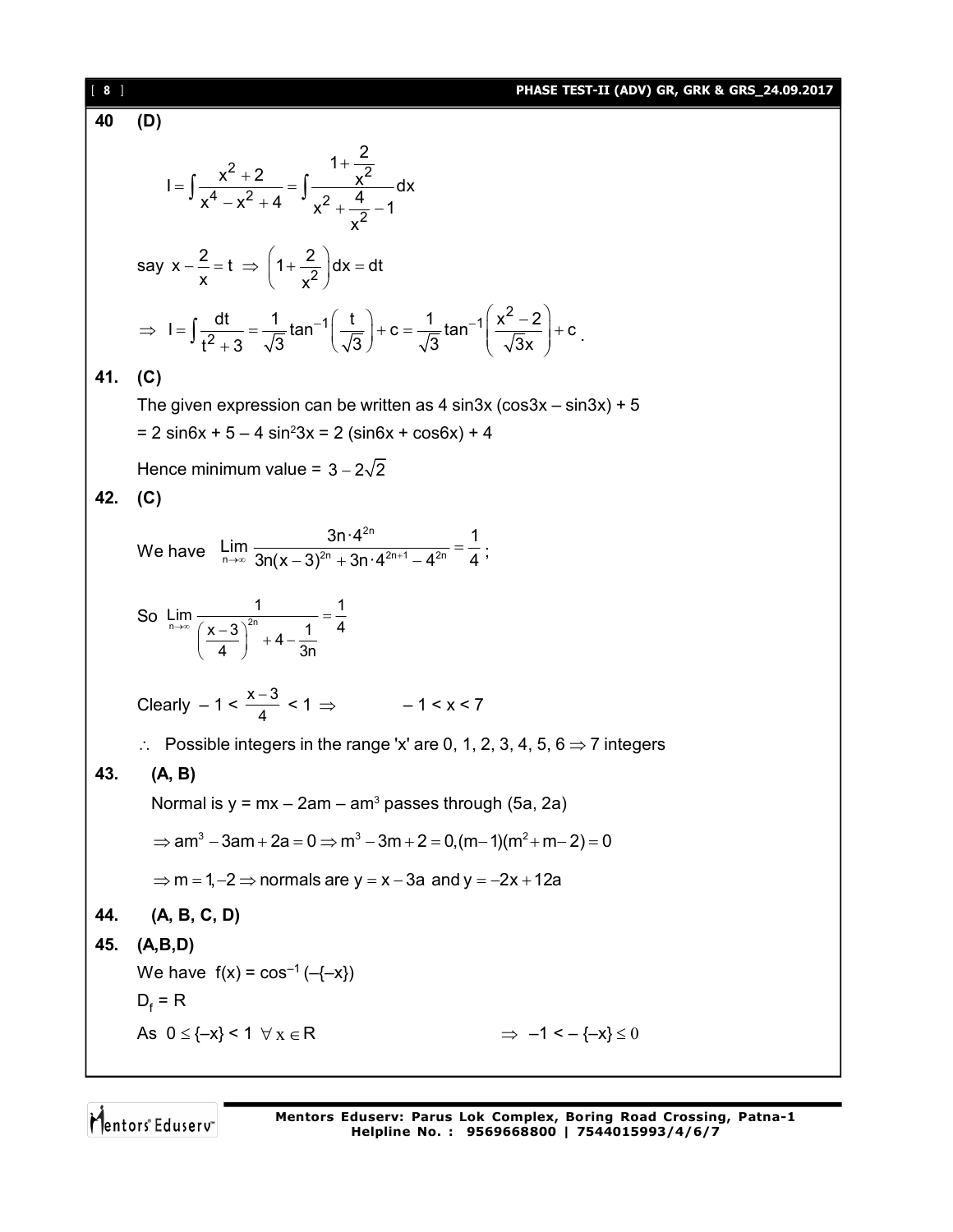**40 (D)**

$$I = \int \frac{x^2+2}{x^4-x^2+4} = \int \frac{1+\dfrac{2}{x^2}}{x^2+\dfrac{4}{x^2}-1}dx$$

say $x - \dfrac{2}{x} = t \Rightarrow \left(1+\dfrac{2}{x^2}\right)dx = dt$

$$\Rightarrow \; I = \int \frac{dt}{t^2+3} = \frac{1}{\sqrt{3}}\tan^{-1}\left(\frac{t}{\sqrt{3}}\right) + c = \frac{1}{\sqrt{3}}\tan^{-1}\left(\frac{x^2-2}{\sqrt{3}x}\right) + c.$$

**41. (C)**

The given expression can be written as 4 sin3x (cos3x – sin3x) + 5

= 2 sin6x + 5 – 4 $\sin^2 3x$ = 2 (sin6x + cos6x) + 4

Hence minimum value = $3 - 2\sqrt{2}$

**42. (C)**

We have $\displaystyle\lim_{n\to\infty} \frac{3n\cdot 4^{2n}}{3n(x-3)^{2n} + 3n\cdot 4^{2n+1} - 4^{2n}} = \frac{1}{4}$;

So $\displaystyle\lim_{n\to\infty} \frac{1}{\left(\dfrac{x-3}{4}\right)^{2n} + 4 - \dfrac{1}{3n}} = \frac{1}{4}$

Clearly $-1 < \dfrac{x-3}{4} < 1 \Rightarrow \quad -1 < x < 7$

$\therefore$ Possible integers in the range 'x' are 0, 1, 2, 3, 4, 5, 6 $\Rightarrow$ 7 integers

**43. (A, B)**

Normal is $y = mx - 2am - am^3$ passes through (5a, 2a)

$\Rightarrow am^3 - 3am + 2a = 0 \Rightarrow m^3 - 3m + 2 = 0, (m-1)(m^2+m-2) = 0$

$\Rightarrow m = 1, -2 \Rightarrow$ normals are $y = x - 3a$ and $y = -2x + 12a$

**44. (A, B, C, D)**

**45. (A,B,D)**

We have $f(x) = \cos^{-1}(-\{-x\})$

$D_f = R$

As $0 \le \{-x\} < 1 \;\forall\, x \in R \qquad \Rightarrow \; -1 < -\{-x\} \le 0$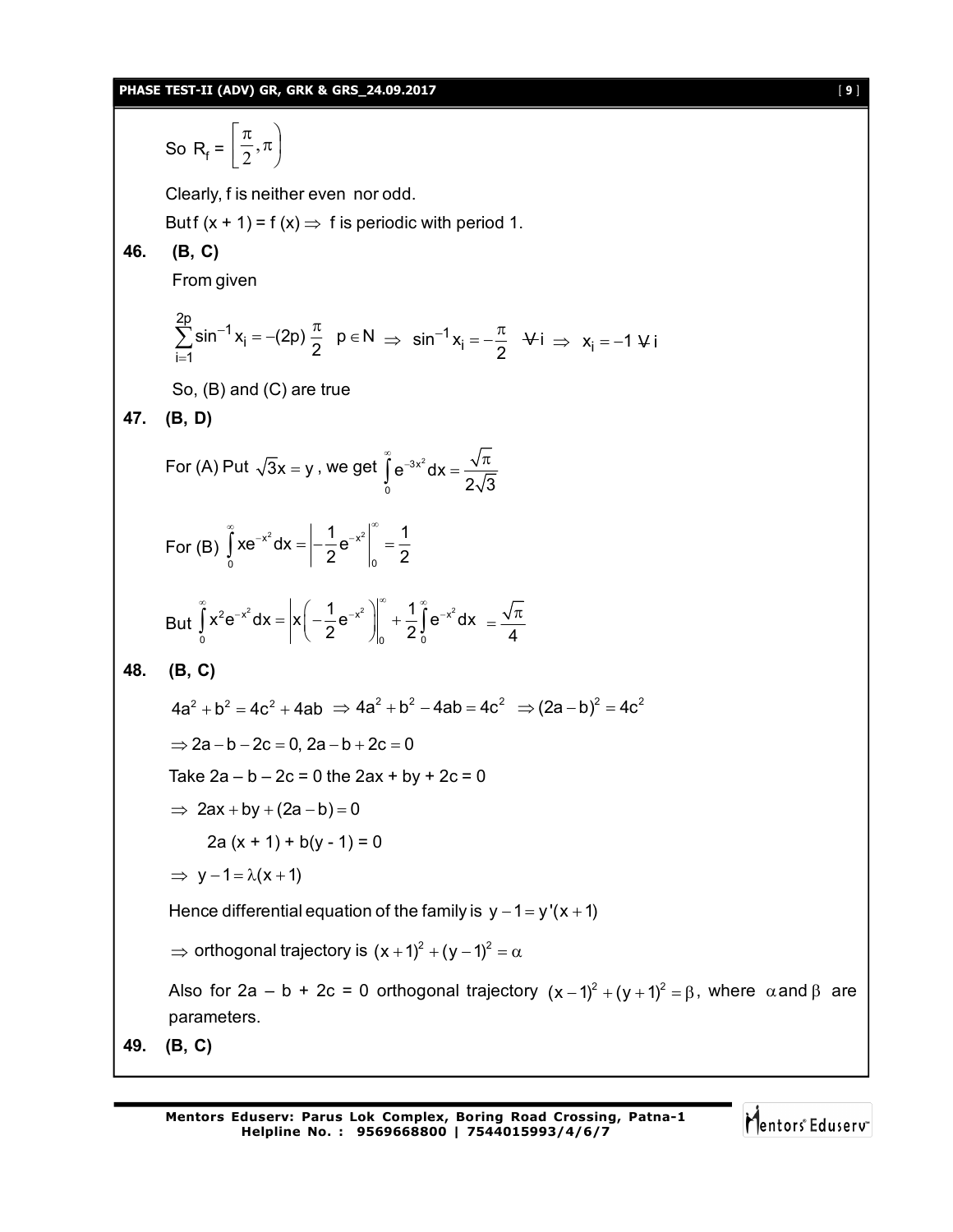So $R_f = \left[\frac{\pi}{2}, \pi\right)$

Clearly, f is neither even nor odd.

But f (x + 1) = f (x) $\Rightarrow$ f is periodic with period 1.

**46. (B, C)**

From given

$$\sum_{i=1}^{2p} \sin^{-1} x_i = -(2p)\frac{\pi}{2} \quad p \in N \Rightarrow \sin^{-1} x_i = -\frac{\pi}{2} \quad \forall i \Rightarrow x_i = -1 \ \forall i$$

So, (B) and (C) are true

**47. (B, D)**

For (A) Put $\sqrt{3}x = y$, we get $\int_0^\infty e^{-3x^2} dx = \frac{\sqrt{\pi}}{2\sqrt{3}}$

For (B) $\int_0^\infty xe^{-x^2} dx = \left| -\frac{1}{2}e^{-x^2} \right|_0^\infty = \frac{1}{2}$

But $\int_0^\infty x^2 e^{-x^2} dx = \left| x\left(-\frac{1}{2}e^{-x^2}\right) \right|_0^\infty + \frac{1}{2}\int_0^\infty e^{-x^2} dx = \frac{\sqrt{\pi}}{4}$

**48. (B, C)**

$4a^2 + b^2 = 4c^2 + 4ab \Rightarrow 4a^2 + b^2 - 4ab = 4c^2 \Rightarrow (2a - b)^2 = 4c^2$

$\Rightarrow 2a - b - 2c = 0, \ 2a - b + 2c = 0$

Take 2a – b – 2c = 0 the 2ax + by + 2c = 0

$\Rightarrow 2ax + by + (2a - b) = 0$

2a (x + 1) + b(y - 1) = 0

$\Rightarrow y - 1 = \lambda(x + 1)$

Hence differential equation of the family is $y - 1 = y'(x + 1)$

$\Rightarrow$ orthogonal trajectory is $(x + 1)^2 + (y - 1)^2 = \alpha$

Also for 2a – b + 2c = 0 orthogonal trajectory $(x - 1)^2 + (y + 1)^2 = \beta$, where $\alpha$ and $\beta$ are parameters.

**49. (B, C)**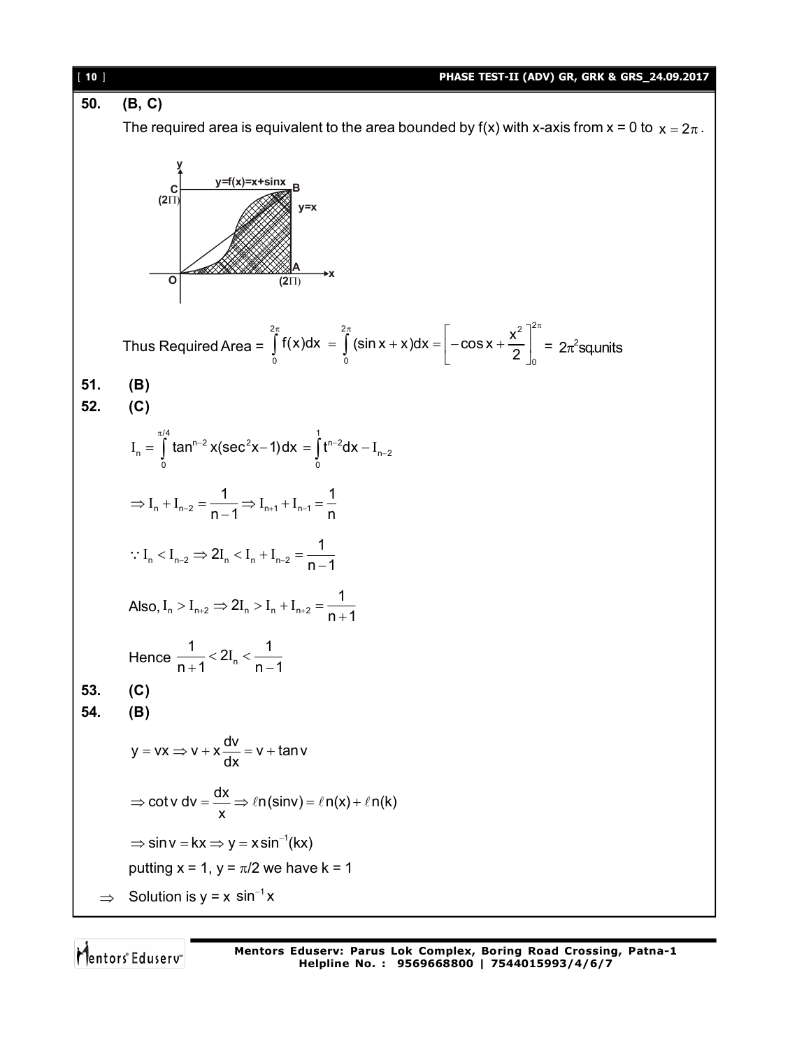**50. (B, C)**

The required area is equivalent to the area bounded by f(x) with x-axis from x = 0 to $x = 2\pi$.

y

y=f(x)=x+sinx

C

(2Π)

B

y=x

O

A

(2Π)

x

Thus Required Area = $\int_0^{2\pi} f(x)dx = \int_0^{2\pi} (\sin x + x)dx = \left[-\cos x + \frac{x^2}{2}\right]_0^{2\pi}$ = $2\pi^2$ sq.units

**51. (B)**

**52. (C)**

$$I_n = \int_0^{\pi/4} \tan^{n-2} x(\sec^2 x - 1)dx = \int_0^1 t^{n-2}dx - I_{n-2}$$

$$\Rightarrow I_n + I_{n-2} = \frac{1}{n-1} \Rightarrow I_{n+1} + I_{n-1} = \frac{1}{n}$$

$$\because I_n < I_{n-2} \Rightarrow 2I_n < I_n + I_{n-2} = \frac{1}{n-1}$$

Also, $I_n > I_{n+2} \Rightarrow 2I_n > I_n + I_{n+2} = \frac{1}{n+1}$

Hence $\frac{1}{n+1} < 2I_n < \frac{1}{n-1}$

**53. (C)**

**54. (B)**

$$y = vx \Rightarrow v + x\frac{dv}{dx} = v + \tan v$$

$$\Rightarrow \cot v\, dv = \frac{dx}{x} \Rightarrow \ell n(\sin v) = \ell n(x) + \ell n(k)$$

$$\Rightarrow \sin v = kx \Rightarrow y = x\sin^{-1}(kx)$$

putting x = 1, y = $\pi/2$ we have k = 1

$\Rightarrow$ Solution is y = x $\sin^{-1} x$